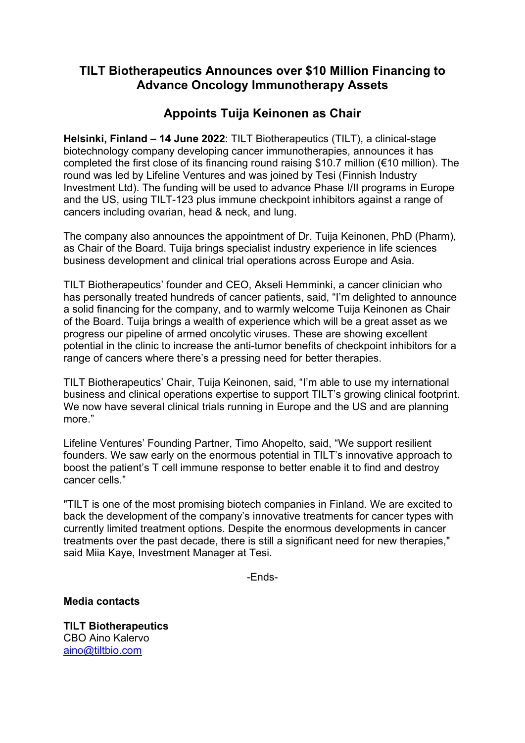# TILT Biotherapeutics Announces over $10 Million Financing to Advance Oncology Immunotherapy Assets

## Appoints Tuija Keinonen as Chair

**Helsinki, Finland – 14 June 2022**: TILT Biotherapeutics (TILT), a clinical-stage biotechnology company developing cancer immunotherapies, announces it has completed the first close of its financing round raising $10.7 million (€10 million). The round was led by Lifeline Ventures and was joined by Tesi (Finnish Industry Investment Ltd). The funding will be used to advance Phase I/II programs in Europe and the US, using TILT-123 plus immune checkpoint inhibitors against a range of cancers including ovarian, head & neck, and lung.

The company also announces the appointment of Dr. Tuija Keinonen, PhD (Pharm), as Chair of the Board. Tuija brings specialist industry experience in life sciences business development and clinical trial operations across Europe and Asia.

TILT Biotherapeutics' founder and CEO, Akseli Hemminki, a cancer clinician who has personally treated hundreds of cancer patients, said, "I'm delighted to announce a solid financing for the company, and to warmly welcome Tuija Keinonen as Chair of the Board. Tuija brings a wealth of experience which will be a great asset as we progress our pipeline of armed oncolytic viruses. These are showing excellent potential in the clinic to increase the anti-tumor benefits of checkpoint inhibitors for a range of cancers where there's a pressing need for better therapies.

TILT Biotherapeutics' Chair, Tuija Keinonen, said, "I'm able to use my international business and clinical operations expertise to support TILT's growing clinical footprint. We now have several clinical trials running in Europe and the US and are planning more."

Lifeline Ventures' Founding Partner, Timo Ahopelto, said, "We support resilient founders. We saw early on the enormous potential in TILT's innovative approach to boost the patient's T cell immune response to better enable it to find and destroy cancer cells."

"TILT is one of the most promising biotech companies in Finland. We are excited to back the development of the company's innovative treatments for cancer types with currently limited treatment options. Despite the enormous developments in cancer treatments over the past decade, there is still a significant need for new therapies," said Miia Kaye, Investment Manager at Tesi.

-Ends-

**Media contacts**

**TILT Biotherapeutics**
CBO Aino Kalervo
aino@tiltbio.com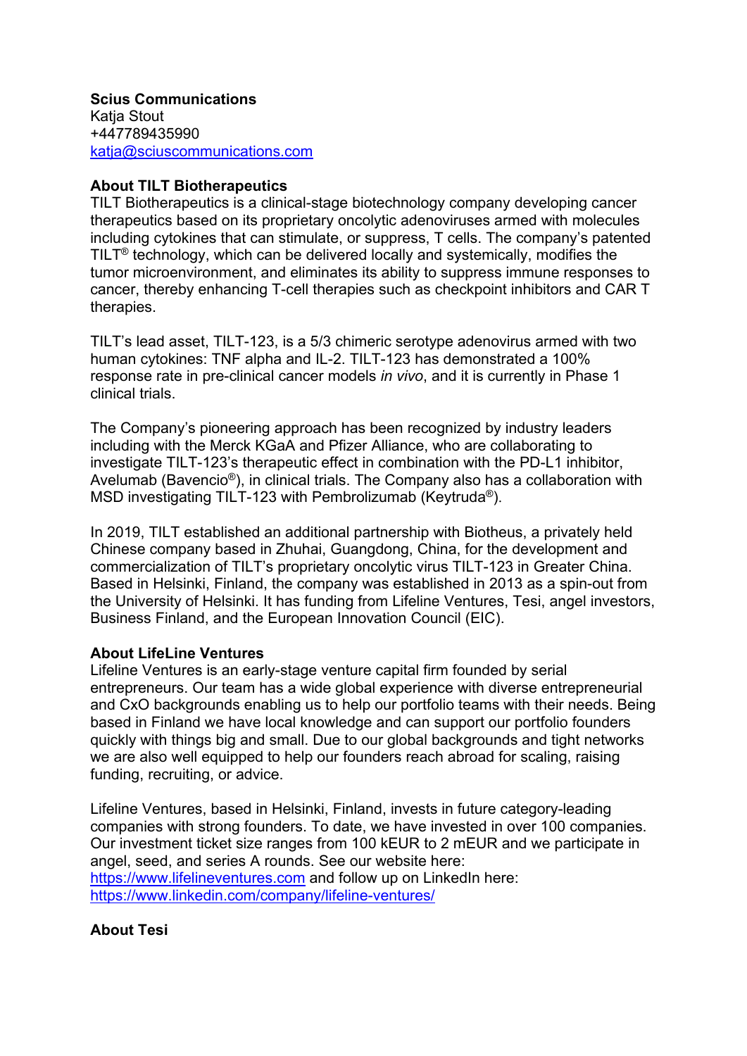**Scius Communications**
Katja Stout
+447789435990
[katja@sciuscommunications.com](mailto:katja@sciuscommunications.com)

**About TILT Biotherapeutics**
TILT Biotherapeutics is a clinical-stage biotechnology company developing cancer therapeutics based on its proprietary oncolytic adenoviruses armed with molecules including cytokines that can stimulate, or suppress, T cells. The company's patented TILT® technology, which can be delivered locally and systemically, modifies the tumor microenvironment, and eliminates its ability to suppress immune responses to cancer, thereby enhancing T-cell therapies such as checkpoint inhibitors and CAR T therapies.

TILT's lead asset, TILT-123, is a 5/3 chimeric serotype adenovirus armed with two human cytokines: TNF alpha and IL-2. TILT-123 has demonstrated a 100% response rate in pre-clinical cancer models *in vivo*, and it is currently in Phase 1 clinical trials.

The Company's pioneering approach has been recognized by industry leaders including with the Merck KGaA and Pfizer Alliance, who are collaborating to investigate TILT-123's therapeutic effect in combination with the PD-L1 inhibitor, Avelumab (Bavencio®), in clinical trials. The Company also has a collaboration with MSD investigating TILT-123 with Pembrolizumab (Keytruda®).

In 2019, TILT established an additional partnership with Biotheus, a privately held Chinese company based in Zhuhai, Guangdong, China, for the development and commercialization of TILT's proprietary oncolytic virus TILT-123 in Greater China. Based in Helsinki, Finland, the company was established in 2013 as a spin-out from the University of Helsinki. It has funding from Lifeline Ventures, Tesi, angel investors, Business Finland, and the European Innovation Council (EIC).

**About LifeLine Ventures**
Lifeline Ventures is an early-stage venture capital firm founded by serial entrepreneurs. Our team has a wide global experience with diverse entrepreneurial and CxO backgrounds enabling us to help our portfolio teams with their needs. Being based in Finland we have local knowledge and can support our portfolio founders quickly with things big and small. Due to our global backgrounds and tight networks we are also well equipped to help our founders reach abroad for scaling, raising funding, recruiting, or advice.

Lifeline Ventures, based in Helsinki, Finland, invests in future category-leading companies with strong founders. To date, we have invested in over 100 companies. Our investment ticket size ranges from 100 kEUR to 2 mEUR and we participate in angel, seed, and series A rounds. See our website here: [https://www.lifelineventures.com](https://www.lifelineventures.com) and follow up on LinkedIn here: [https://www.linkedin.com/company/lifeline-ventures/](https://www.linkedin.com/company/lifeline-ventures/)

**About Tesi**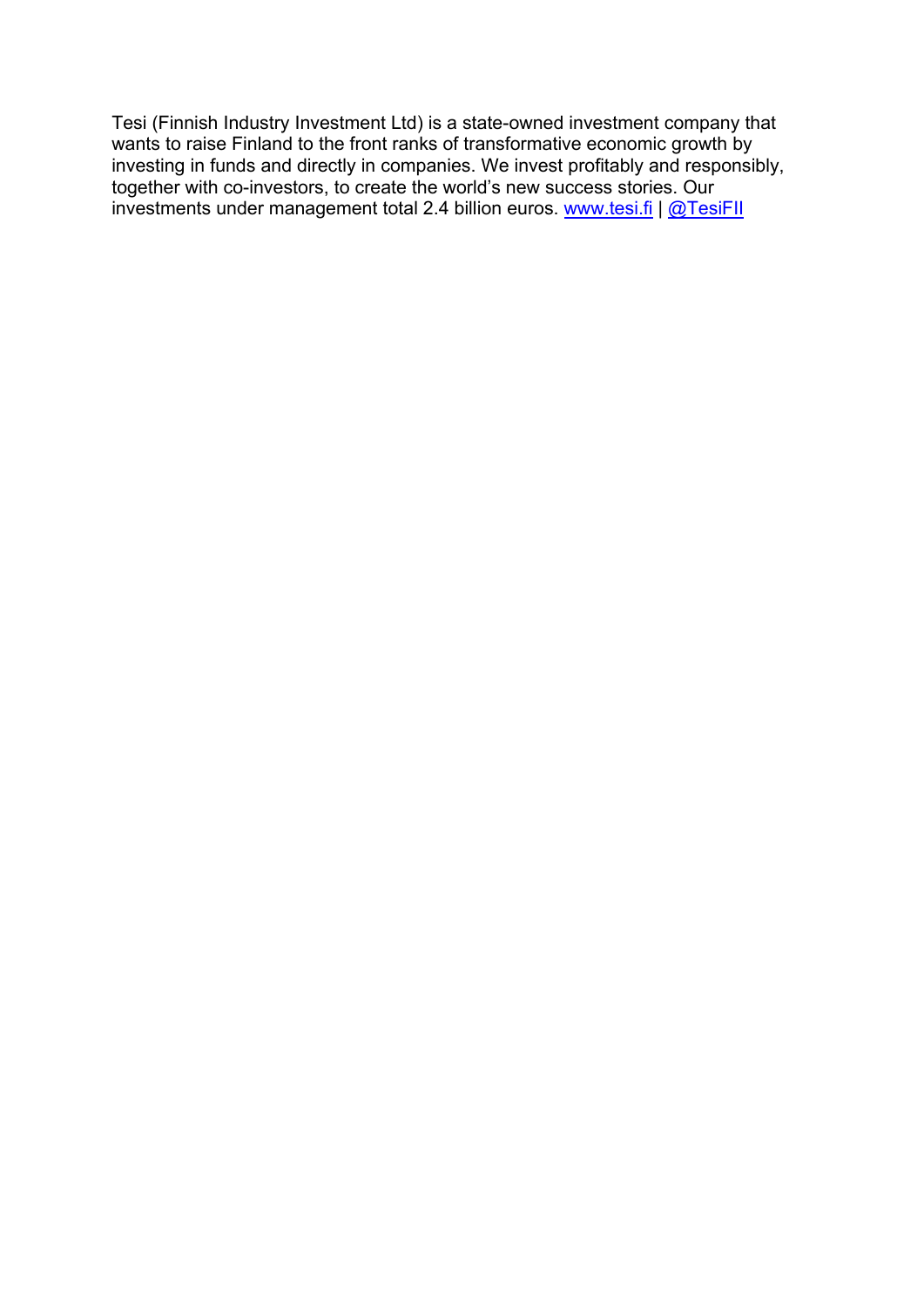Tesi (Finnish Industry Investment Ltd) is a state-owned investment company that wants to raise Finland to the front ranks of transformative economic growth by investing in funds and directly in companies. We invest profitably and responsibly, together with co-investors, to create the world's new success stories. Our investments under management total 2.4 billion euros. [www.tesi.fi](http://www.tesi.fi) | [@TesiFII](https://twitter.com/TesiFII)